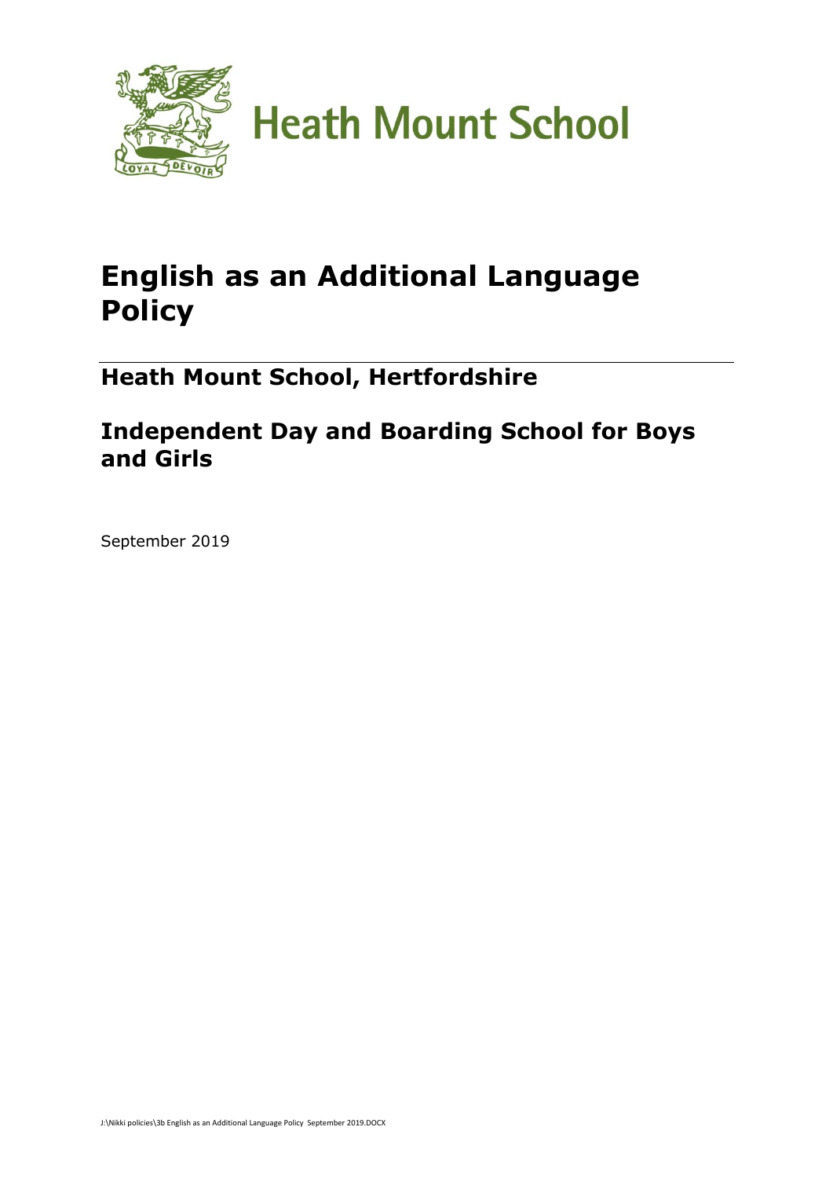Heath Mount School

# English as an Additional Language Policy

## Heath Mount School, Hertfordshire

## Independent Day and Boarding School for Boys and Girls

September 2019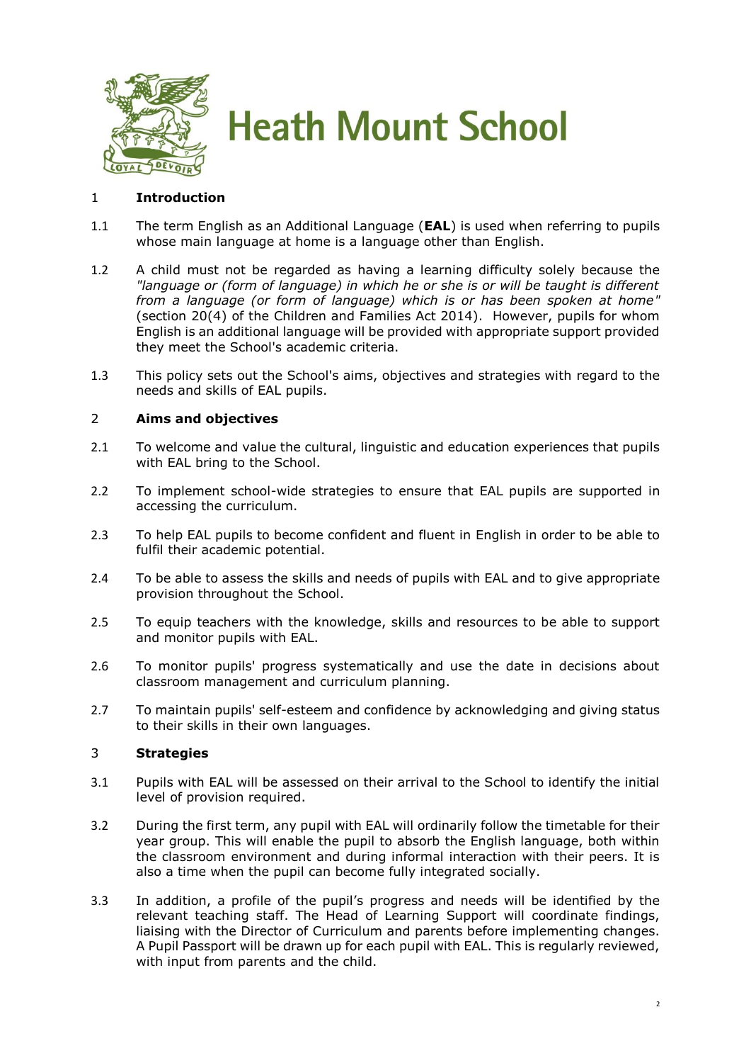# Heath Mount School

## 1 Introduction

1.1 The term English as an Additional Language (**EAL**) is used when referring to pupils whose main language at home is a language other than English.

1.2 A child must not be regarded as having a learning difficulty solely because the *"language or (form of language) in which he or she is or will be taught is different from a language (or form of language) which is or has been spoken at home"* (section 20(4) of the Children and Families Act 2014). However, pupils for whom English is an additional language will be provided with appropriate support provided they meet the School's academic criteria.

1.3 This policy sets out the School's aims, objectives and strategies with regard to the needs and skills of EAL pupils.

## 2 Aims and objectives

2.1 To welcome and value the cultural, linguistic and education experiences that pupils with EAL bring to the School.

2.2 To implement school-wide strategies to ensure that EAL pupils are supported in accessing the curriculum.

2.3 To help EAL pupils to become confident and fluent in English in order to be able to fulfil their academic potential.

2.4 To be able to assess the skills and needs of pupils with EAL and to give appropriate provision throughout the School.

2.5 To equip teachers with the knowledge, skills and resources to be able to support and monitor pupils with EAL.

2.6 To monitor pupils' progress systematically and use the date in decisions about classroom management and curriculum planning.

2.7 To maintain pupils' self-esteem and confidence by acknowledging and giving status to their skills in their own languages.

## 3 Strategies

3.1 Pupils with EAL will be assessed on their arrival to the School to identify the initial level of provision required.

3.2 During the first term, any pupil with EAL will ordinarily follow the timetable for their year group. This will enable the pupil to absorb the English language, both within the classroom environment and during informal interaction with their peers. It is also a time when the pupil can become fully integrated socially.

3.3 In addition, a profile of the pupil's progress and needs will be identified by the relevant teaching staff. The Head of Learning Support will coordinate findings, liaising with the Director of Curriculum and parents before implementing changes. A Pupil Passport will be drawn up for each pupil with EAL. This is regularly reviewed, with input from parents and the child.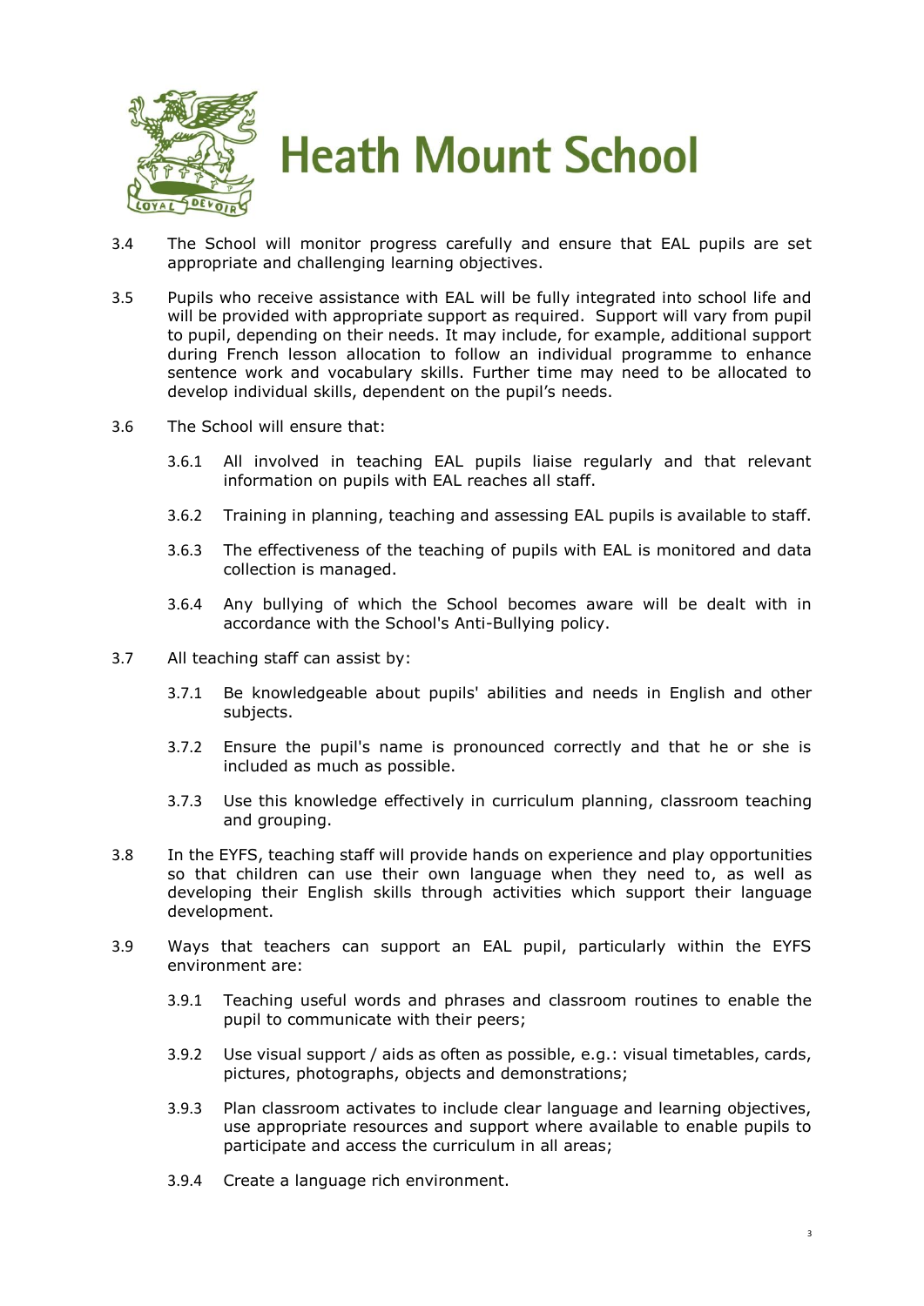3.4 The School will monitor progress carefully and ensure that EAL pupils are set appropriate and challenging learning objectives.

3.5 Pupils who receive assistance with EAL will be fully integrated into school life and will be provided with appropriate support as required. Support will vary from pupil to pupil, depending on their needs. It may include, for example, additional support during French lesson allocation to follow an individual programme to enhance sentence work and vocabulary skills. Further time may need to be allocated to develop individual skills, dependent on the pupil's needs.

3.6 The School will ensure that:

- 3.6.1 All involved in teaching EAL pupils liaise regularly and that relevant information on pupils with EAL reaches all staff.
- 3.6.2 Training in planning, teaching and assessing EAL pupils is available to staff.
- 3.6.3 The effectiveness of the teaching of pupils with EAL is monitored and data collection is managed.
- 3.6.4 Any bullying of which the School becomes aware will be dealt with in accordance with the School's Anti-Bullying policy.

3.7 All teaching staff can assist by:

- 3.7.1 Be knowledgeable about pupils' abilities and needs in English and other subjects.
- 3.7.2 Ensure the pupil's name is pronounced correctly and that he or she is included as much as possible.
- 3.7.3 Use this knowledge effectively in curriculum planning, classroom teaching and grouping.

3.8 In the EYFS, teaching staff will provide hands on experience and play opportunities so that children can use their own language when they need to, as well as developing their English skills through activities which support their language development.

3.9 Ways that teachers can support an EAL pupil, particularly within the EYFS environment are:

- 3.9.1 Teaching useful words and phrases and classroom routines to enable the pupil to communicate with their peers;
- 3.9.2 Use visual support / aids as often as possible, e.g.: visual timetables, cards, pictures, photographs, objects and demonstrations;
- 3.9.3 Plan classroom activates to include clear language and learning objectives, use appropriate resources and support where available to enable pupils to participate and access the curriculum in all areas;
- 3.9.4 Create a language rich environment.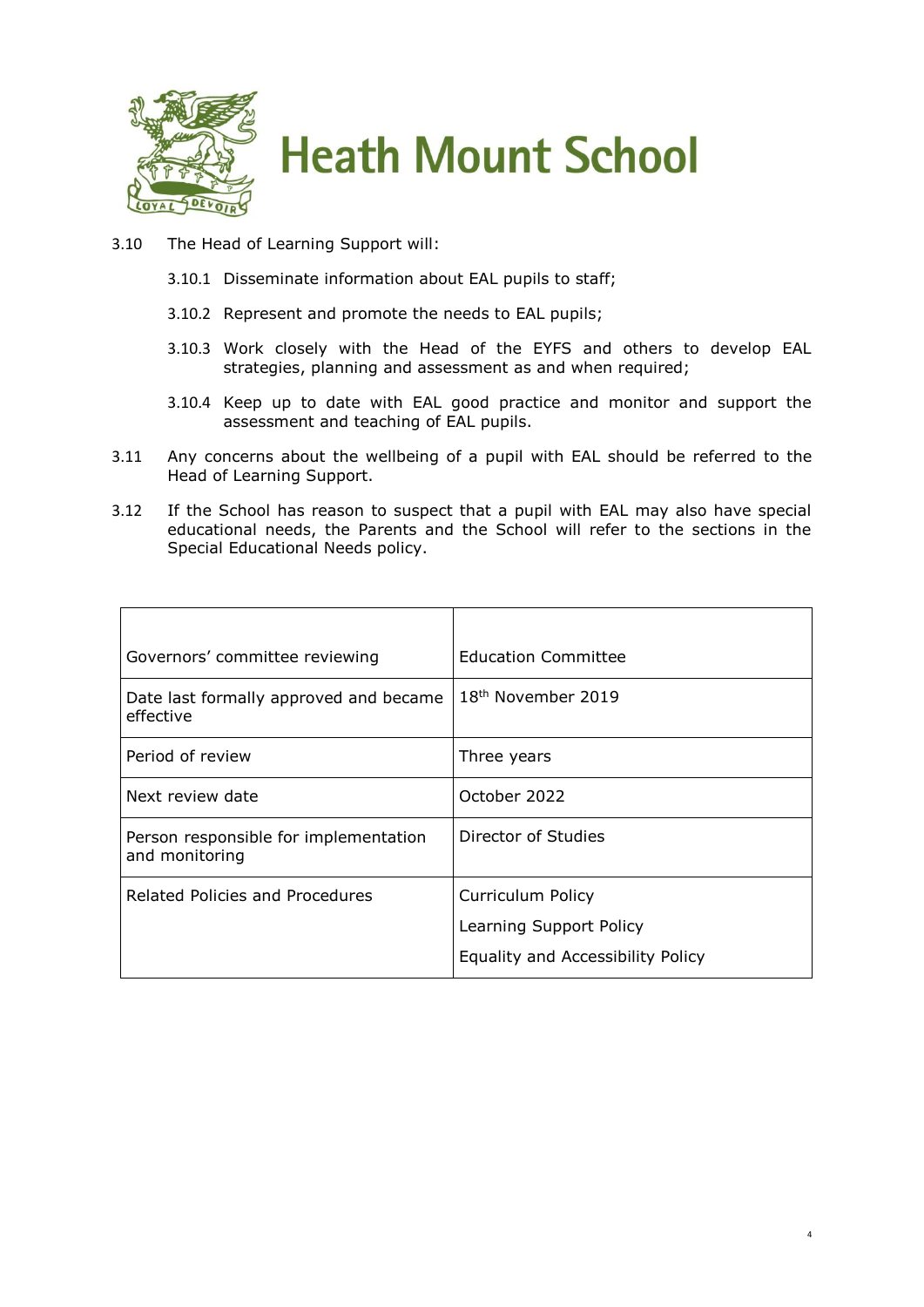3.10 The Head of Learning Support will:

3.10.1 Disseminate information about EAL pupils to staff;

3.10.2 Represent and promote the needs to EAL pupils;

3.10.3 Work closely with the Head of the EYFS and others to develop EAL strategies, planning and assessment as and when required;

3.10.4 Keep up to date with EAL good practice and monitor and support the assessment and teaching of EAL pupils.

3.11 Any concerns about the wellbeing of a pupil with EAL should be referred to the Head of Learning Support.

3.12 If the School has reason to suspect that a pupil with EAL may also have special educational needs, the Parents and the School will refer to the sections in the Special Educational Needs policy.

| | |
|---|---|
| Governors' committee reviewing | Education Committee |
| Date last formally approved and became effective | 18th November 2019 |
| Period of review | Three years |
| Next review date | October 2022 |
| Person responsible for implementation and monitoring | Director of Studies |
| Related Policies and Procedures | Curriculum Policy<br>Learning Support Policy<br>Equality and Accessibility Policy |